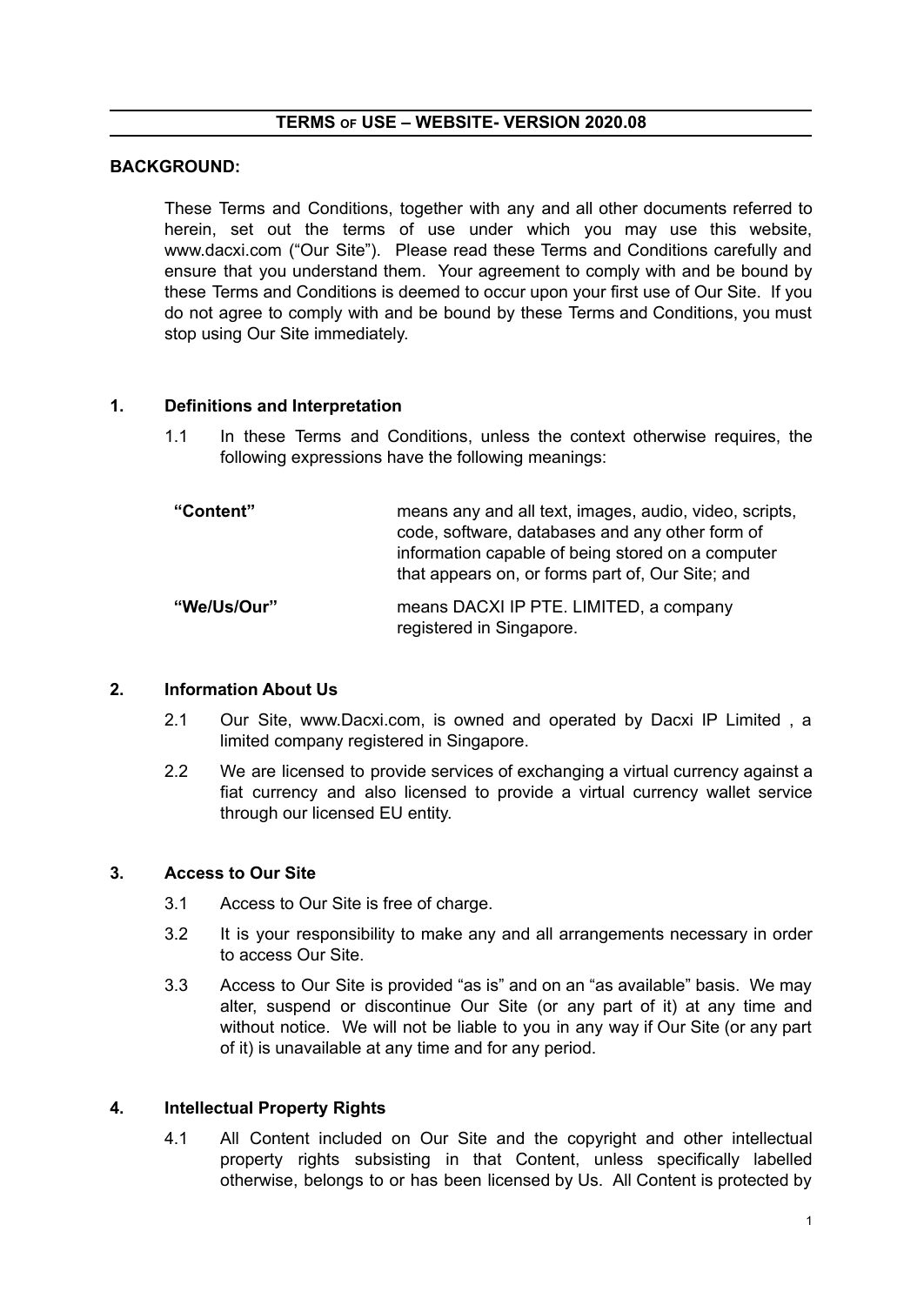# TERMS OF USE – WEBSITE- VERSION 2020.08

## BACKGROUND:

These Terms and Conditions, together with any and all other documents referred to herein, set out the terms of use under which you may use this website, www.dacxi.com ("Our Site"). Please read these Terms and Conditions carefully and ensure that you understand them. Your agreement to comply with and be bound by these Terms and Conditions is deemed to occur upon your first use of Our Site. If you do not agree to comply with and be bound by these Terms and Conditions, you must stop using Our Site immediately.

## 1. Definitions and Interpretation

1.1 In these Terms and Conditions, unless the context otherwise requires, the following expressions have the following meanings:

| | |
|---|---|
| **"Content"** | means any and all text, images, audio, video, scripts, code, software, databases and any other form of information capable of being stored on a computer that appears on, or forms part of, Our Site; and |
| **"We/Us/Our"** | means DACXI IP PTE. LIMITED, a company registered in Singapore. |

## 2. Information About Us

2.1 Our Site, www.Dacxi.com, is owned and operated by Dacxi IP Limited , a limited company registered in Singapore.

2.2 We are licensed to provide services of exchanging a virtual currency against a fiat currency and also licensed to provide a virtual currency wallet service through our licensed EU entity.

## 3. Access to Our Site

3.1 Access to Our Site is free of charge.

3.2 It is your responsibility to make any and all arrangements necessary in order to access Our Site.

3.3 Access to Our Site is provided "as is" and on an "as available" basis. We may alter, suspend or discontinue Our Site (or any part of it) at any time and without notice. We will not be liable to you in any way if Our Site (or any part of it) is unavailable at any time and for any period.

## 4. Intellectual Property Rights

4.1 All Content included on Our Site and the copyright and other intellectual property rights subsisting in that Content, unless specifically labelled otherwise, belongs to or has been licensed by Us. All Content is protected by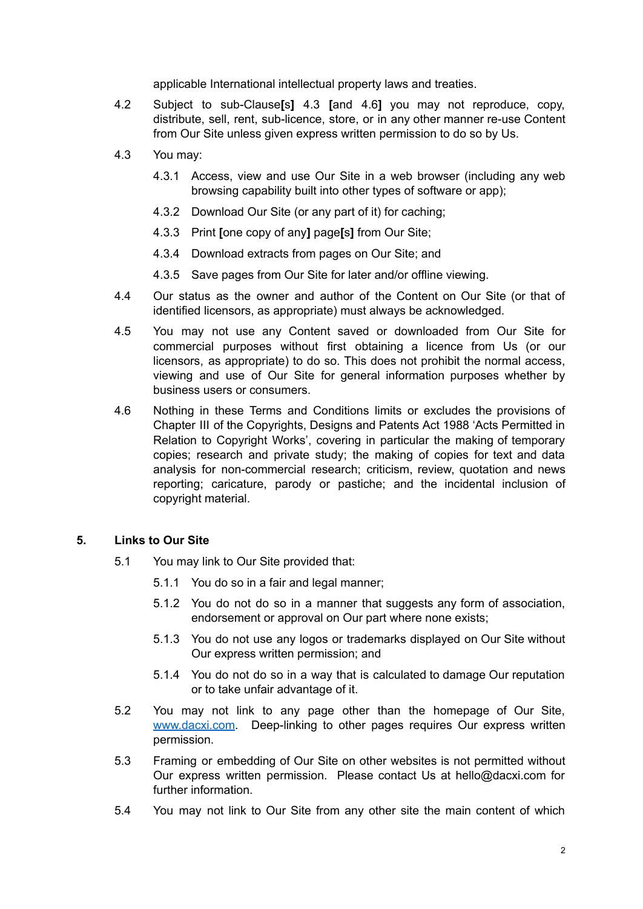applicable International intellectual property laws and treaties.

4.2 Subject to sub-Clause[s] 4.3 [and 4.6] you may not reproduce, copy, distribute, sell, rent, sub-licence, store, or in any other manner re-use Content from Our Site unless given express written permission to do so by Us.

4.3 You may:

4.3.1 Access, view and use Our Site in a web browser (including any web browsing capability built into other types of software or app);

4.3.2 Download Our Site (or any part of it) for caching;

4.3.3 Print [one copy of any] page[s] from Our Site;

4.3.4 Download extracts from pages on Our Site; and

4.3.5 Save pages from Our Site for later and/or offline viewing.

4.4 Our status as the owner and author of the Content on Our Site (or that of identified licensors, as appropriate) must always be acknowledged.

4.5 You may not use any Content saved or downloaded from Our Site for commercial purposes without first obtaining a licence from Us (or our licensors, as appropriate) to do so. This does not prohibit the normal access, viewing and use of Our Site for general information purposes whether by business users or consumers.

4.6 Nothing in these Terms and Conditions limits or excludes the provisions of Chapter III of the Copyrights, Designs and Patents Act 1988 'Acts Permitted in Relation to Copyright Works', covering in particular the making of temporary copies; research and private study; the making of copies for text and data analysis for non-commercial research; criticism, review, quotation and news reporting; caricature, parody or pastiche; and the incidental inclusion of copyright material.

## 5. Links to Our Site

5.1 You may link to Our Site provided that:

5.1.1 You do so in a fair and legal manner;

5.1.2 You do not do so in a manner that suggests any form of association, endorsement or approval on Our part where none exists;

5.1.3 You do not use any logos or trademarks displayed on Our Site without Our express written permission; and

5.1.4 You do not do so in a way that is calculated to damage Our reputation or to take unfair advantage of it.

5.2 You may not link to any page other than the homepage of Our Site, www.dacxi.com. Deep-linking to other pages requires Our express written permission.

5.3 Framing or embedding of Our Site on other websites is not permitted without Our express written permission. Please contact Us at hello@dacxi.com for further information.

5.4 You may not link to Our Site from any other site the main content of which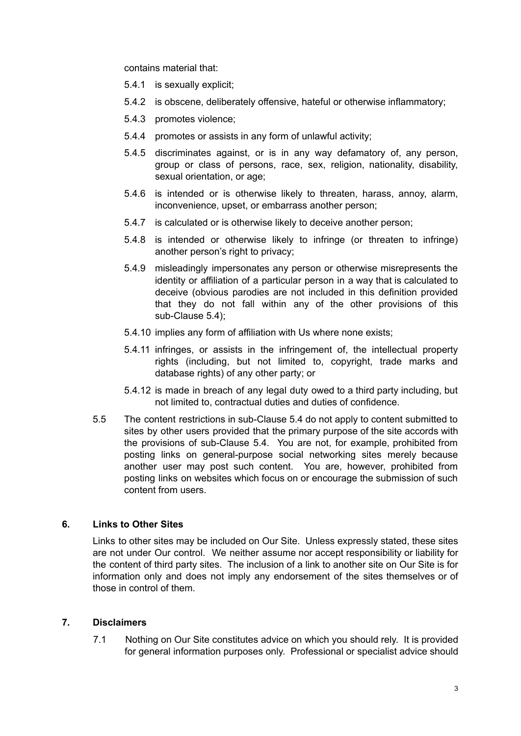contains material that:

- 5.4.1 is sexually explicit;
- 5.4.2 is obscene, deliberately offensive, hateful or otherwise inflammatory;
- 5.4.3 promotes violence;
- 5.4.4 promotes or assists in any form of unlawful activity;
- 5.4.5 discriminates against, or is in any way defamatory of, any person, group or class of persons, race, sex, religion, nationality, disability, sexual orientation, or age;
- 5.4.6 is intended or is otherwise likely to threaten, harass, annoy, alarm, inconvenience, upset, or embarrass another person;
- 5.4.7 is calculated or is otherwise likely to deceive another person;
- 5.4.8 is intended or otherwise likely to infringe (or threaten to infringe) another person's right to privacy;
- 5.4.9 misleadingly impersonates any person or otherwise misrepresents the identity or affiliation of a particular person in a way that is calculated to deceive (obvious parodies are not included in this definition provided that they do not fall within any of the other provisions of this sub-Clause 5.4);
- 5.4.10 implies any form of affiliation with Us where none exists;
- 5.4.11 infringes, or assists in the infringement of, the intellectual property rights (including, but not limited to, copyright, trade marks and database rights) of any other party; or
- 5.4.12 is made in breach of any legal duty owed to a third party including, but not limited to, contractual duties and duties of confidence.

5.5 The content restrictions in sub-Clause 5.4 do not apply to content submitted to sites by other users provided that the primary purpose of the site accords with the provisions of sub-Clause 5.4. You are not, for example, prohibited from posting links on general-purpose social networking sites merely because another user may post such content. You are, however, prohibited from posting links on websites which focus on or encourage the submission of such content from users.

## 6. Links to Other Sites

Links to other sites may be included on Our Site. Unless expressly stated, these sites are not under Our control. We neither assume nor accept responsibility or liability for the content of third party sites. The inclusion of a link to another site on Our Site is for information only and does not imply any endorsement of the sites themselves or of those in control of them.

## 7. Disclaimers

7.1 Nothing on Our Site constitutes advice on which you should rely. It is provided for general information purposes only. Professional or specialist advice should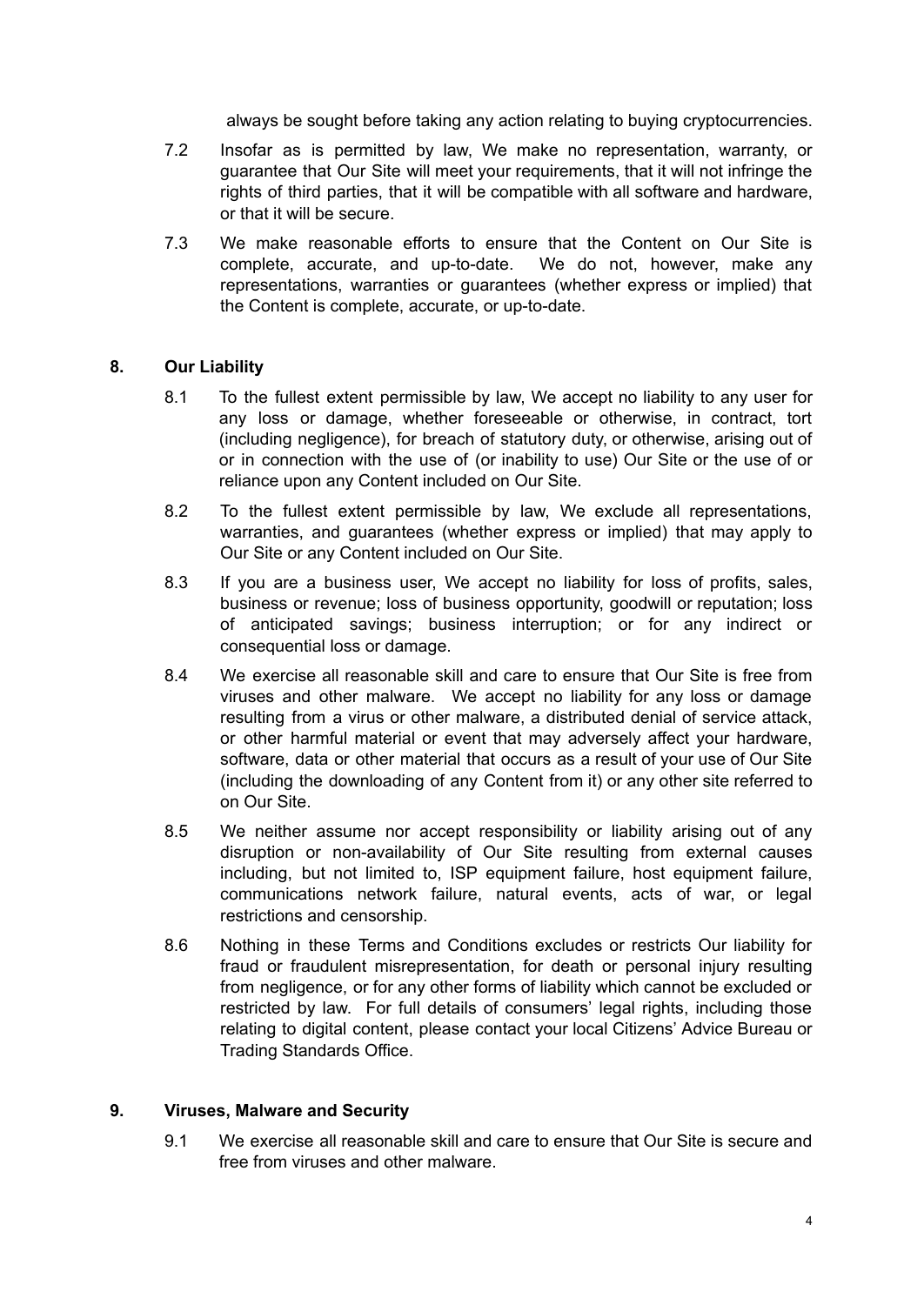always be sought before taking any action relating to buying cryptocurrencies.

7.2 Insofar as is permitted by law, We make no representation, warranty, or guarantee that Our Site will meet your requirements, that it will not infringe the rights of third parties, that it will be compatible with all software and hardware, or that it will be secure.

7.3 We make reasonable efforts to ensure that the Content on Our Site is complete, accurate, and up-to-date. We do not, however, make any representations, warranties or guarantees (whether express or implied) that the Content is complete, accurate, or up-to-date.

## 8. Our Liability

8.1 To the fullest extent permissible by law, We accept no liability to any user for any loss or damage, whether foreseeable or otherwise, in contract, tort (including negligence), for breach of statutory duty, or otherwise, arising out of or in connection with the use of (or inability to use) Our Site or the use of or reliance upon any Content included on Our Site.

8.2 To the fullest extent permissible by law, We exclude all representations, warranties, and guarantees (whether express or implied) that may apply to Our Site or any Content included on Our Site.

8.3 If you are a business user, We accept no liability for loss of profits, sales, business or revenue; loss of business opportunity, goodwill or reputation; loss of anticipated savings; business interruption; or for any indirect or consequential loss or damage.

8.4 We exercise all reasonable skill and care to ensure that Our Site is free from viruses and other malware. We accept no liability for any loss or damage resulting from a virus or other malware, a distributed denial of service attack, or other harmful material or event that may adversely affect your hardware, software, data or other material that occurs as a result of your use of Our Site (including the downloading of any Content from it) or any other site referred to on Our Site.

8.5 We neither assume nor accept responsibility or liability arising out of any disruption or non-availability of Our Site resulting from external causes including, but not limited to, ISP equipment failure, host equipment failure, communications network failure, natural events, acts of war, or legal restrictions and censorship.

8.6 Nothing in these Terms and Conditions excludes or restricts Our liability for fraud or fraudulent misrepresentation, for death or personal injury resulting from negligence, or for any other forms of liability which cannot be excluded or restricted by law. For full details of consumers' legal rights, including those relating to digital content, please contact your local Citizens' Advice Bureau or Trading Standards Office.

## 9. Viruses, Malware and Security

9.1 We exercise all reasonable skill and care to ensure that Our Site is secure and free from viruses and other malware.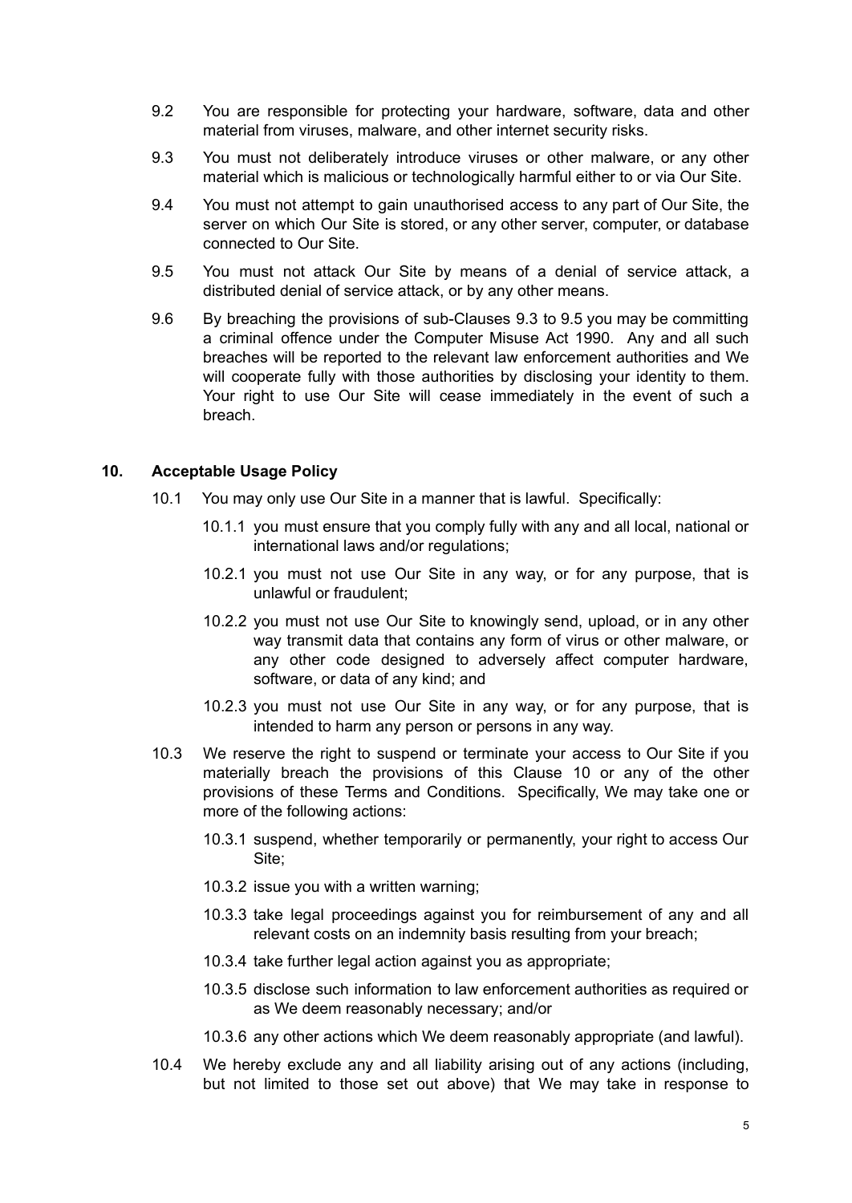9.2 You are responsible for protecting your hardware, software, data and other material from viruses, malware, and other internet security risks.

9.3 You must not deliberately introduce viruses or other malware, or any other material which is malicious or technologically harmful either to or via Our Site.

9.4 You must not attempt to gain unauthorised access to any part of Our Site, the server on which Our Site is stored, or any other server, computer, or database connected to Our Site.

9.5 You must not attack Our Site by means of a denial of service attack, a distributed denial of service attack, or by any other means.

9.6 By breaching the provisions of sub-Clauses 9.3 to 9.5 you may be committing a criminal offence under the Computer Misuse Act 1990. Any and all such breaches will be reported to the relevant law enforcement authorities and We will cooperate fully with those authorities by disclosing your identity to them. Your right to use Our Site will cease immediately in the event of such a breach.

## 10. Acceptable Usage Policy

10.1 You may only use Our Site in a manner that is lawful. Specifically:

10.1.1 you must ensure that you comply fully with any and all local, national or international laws and/or regulations;

10.2.1 you must not use Our Site in any way, or for any purpose, that is unlawful or fraudulent;

10.2.2 you must not use Our Site to knowingly send, upload, or in any other way transmit data that contains any form of virus or other malware, or any other code designed to adversely affect computer hardware, software, or data of any kind; and

10.2.3 you must not use Our Site in any way, or for any purpose, that is intended to harm any person or persons in any way.

10.3 We reserve the right to suspend or terminate your access to Our Site if you materially breach the provisions of this Clause 10 or any of the other provisions of these Terms and Conditions. Specifically, We may take one or more of the following actions:

10.3.1 suspend, whether temporarily or permanently, your right to access Our Site;

10.3.2 issue you with a written warning;

10.3.3 take legal proceedings against you for reimbursement of any and all relevant costs on an indemnity basis resulting from your breach;

10.3.4 take further legal action against you as appropriate;

10.3.5 disclose such information to law enforcement authorities as required or as We deem reasonably necessary; and/or

10.3.6 any other actions which We deem reasonably appropriate (and lawful).

10.4 We hereby exclude any and all liability arising out of any actions (including, but not limited to those set out above) that We may take in response to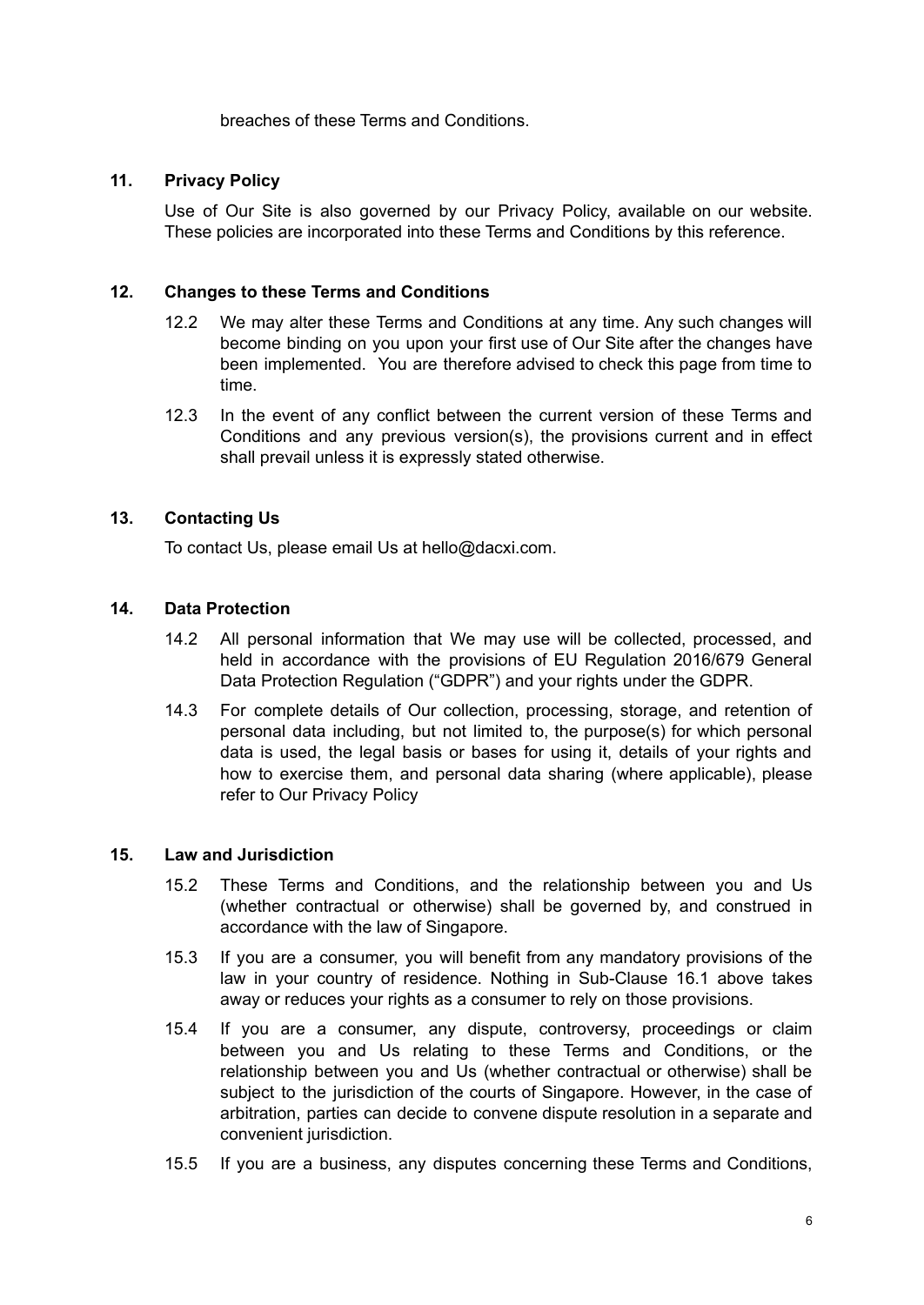breaches of these Terms and Conditions.

## 11. Privacy Policy

Use of Our Site is also governed by our Privacy Policy, available on our website. These policies are incorporated into these Terms and Conditions by this reference.

## 12. Changes to these Terms and Conditions

12.2 We may alter these Terms and Conditions at any time. Any such changes will become binding on you upon your first use of Our Site after the changes have been implemented. You are therefore advised to check this page from time to time.

12.3 In the event of any conflict between the current version of these Terms and Conditions and any previous version(s), the provisions current and in effect shall prevail unless it is expressly stated otherwise.

## 13. Contacting Us

To contact Us, please email Us at hello@dacxi.com.

## 14. Data Protection

14.2 All personal information that We may use will be collected, processed, and held in accordance with the provisions of EU Regulation 2016/679 General Data Protection Regulation ("GDPR") and your rights under the GDPR.

14.3 For complete details of Our collection, processing, storage, and retention of personal data including, but not limited to, the purpose(s) for which personal data is used, the legal basis or bases for using it, details of your rights and how to exercise them, and personal data sharing (where applicable), please refer to Our Privacy Policy

## 15. Law and Jurisdiction

15.2 These Terms and Conditions, and the relationship between you and Us (whether contractual or otherwise) shall be governed by, and construed in accordance with the law of Singapore.

15.3 If you are a consumer, you will benefit from any mandatory provisions of the law in your country of residence. Nothing in Sub-Clause 16.1 above takes away or reduces your rights as a consumer to rely on those provisions.

15.4 If you are a consumer, any dispute, controversy, proceedings or claim between you and Us relating to these Terms and Conditions, or the relationship between you and Us (whether contractual or otherwise) shall be subject to the jurisdiction of the courts of Singapore. However, in the case of arbitration, parties can decide to convene dispute resolution in a separate and convenient jurisdiction.

15.5 If you are a business, any disputes concerning these Terms and Conditions,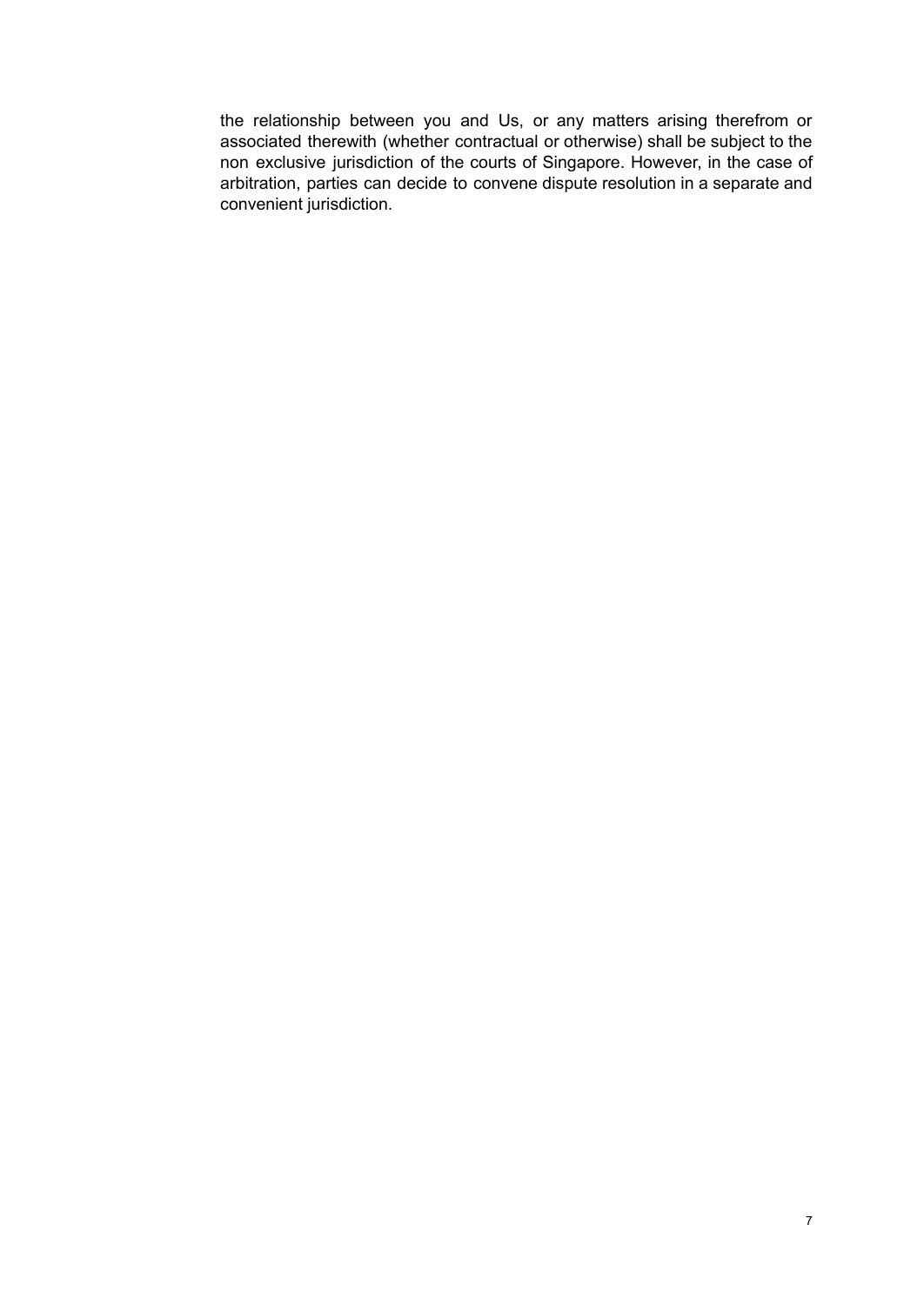the relationship between you and Us, or any matters arising therefrom or associated therewith (whether contractual or otherwise) shall be subject to the non exclusive jurisdiction of the courts of Singapore. However, in the case of arbitration, parties can decide to convene dispute resolution in a separate and convenient jurisdiction.